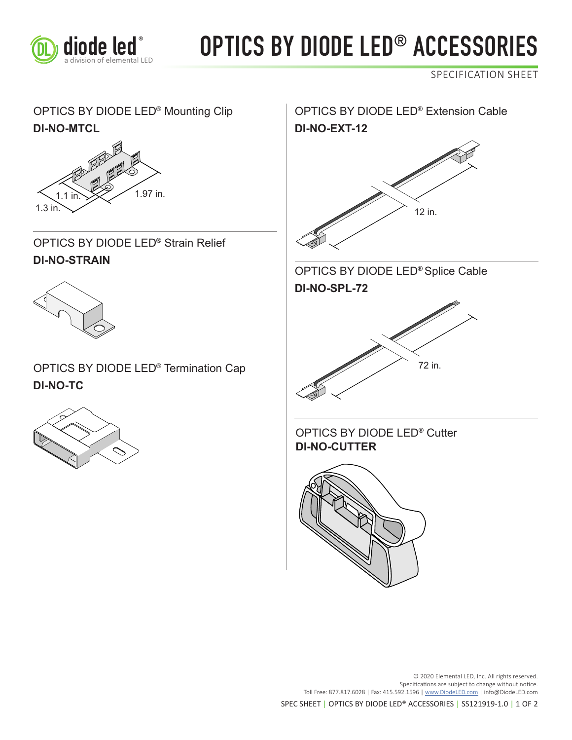# OPTICS BY DIODE LED® ACCESSORIES

SPECIFICATION SHEET

## OPTICS BY DIODE LED® Mounting Clip

**DI-NO-MTCL**

1.1 in.

1.97 in.

1.3 in.

## OPTICS BY DIODE LED® Strain Relief

**DI-NO-STRAIN**

## OPTICS BY DIODE LED® Termination Cap

**DI-NO-TC**

## OPTICS BY DIODE LED® Extension Cable

**DI-NO-EXT-12**

12 in.

## OPTICS BY DIODE LED® Splice Cable

**DI-NO-SPL-72**

72 in.

## OPTICS BY DIODE LED® Cutter

**DI-NO-CUTTER**

© 2020 Elemental LED, Inc. All rights reserved.
Specifications are subject to change without notice.
Toll Free: 877.817.6028 | Fax: 415.592.1596 | www.DiodeLED.com | info@DiodeLED.com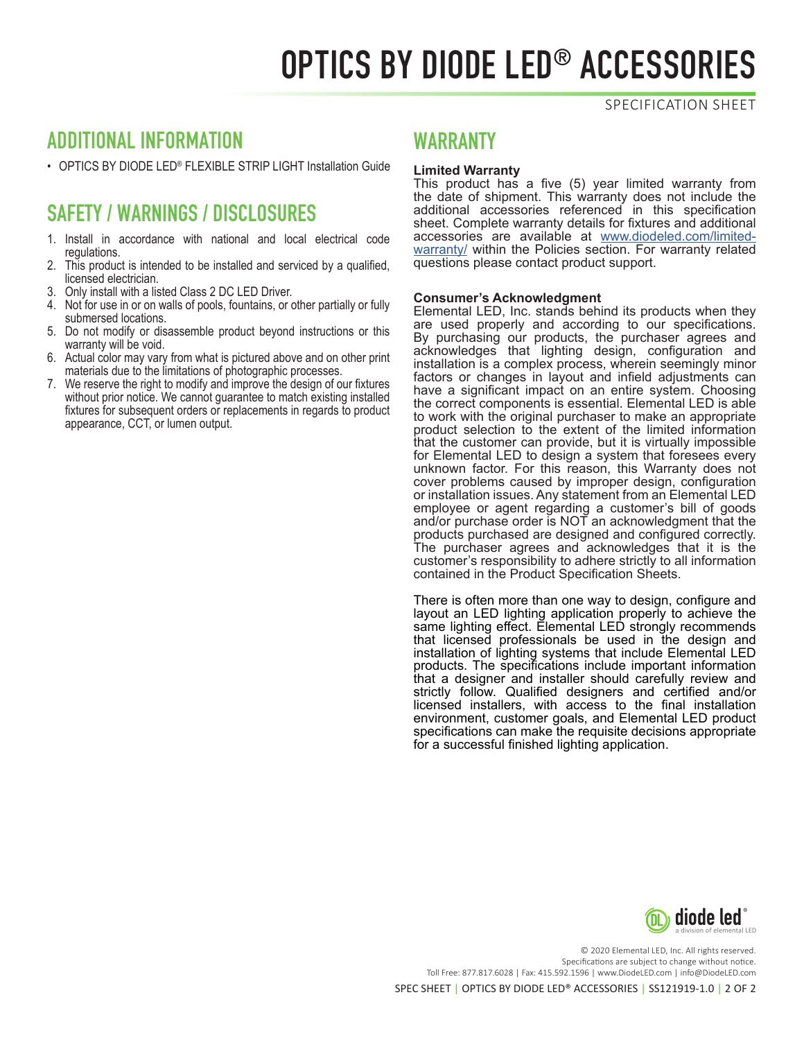## ADDITIONAL INFORMATION

- OPTICS BY DIODE LED® FLEXIBLE STRIP LIGHT Installation Guide

## SAFETY / WARNINGS / DISCLOSURES

1. Install in accordance with national and local electrical code regulations.
2. This product is intended to be installed and serviced by a qualified, licensed electrician.
3. Only install with a listed Class 2 DC LED Driver.
4. Not for use in or on walls of pools, fountains, or other partially or fully submersed locations.
5. Do not modify or disassemble product beyond instructions or this warranty will be void.
6. Actual color may vary from what is pictured above and on other print materials due to the limitations of photographic processes.
7. We reserve the right to modify and improve the design of our fixtures without prior notice. We cannot guarantee to match existing installed fixtures for subsequent orders or replacements in regards to product appearance, CCT, or lumen output.

## WARRANTY

**Limited Warranty**

This product has a five (5) year limited warranty from the date of shipment. This warranty does not include the additional accessories referenced in this specification sheet. Complete warranty details for fixtures and additional accessories are available at www.diodeled.com/limited-warranty/ within the Policies section. For warranty related questions please contact product support.

**Consumer's Acknowledgment**

Elemental LED, Inc. stands behind its products when they are used properly and according to our specifications. By purchasing our products, the purchaser agrees and acknowledges that lighting design, configuration and installation is a complex process, wherein seemingly minor factors or changes in layout and infield adjustments can have a significant impact on an entire system. Choosing the correct components is essential. Elemental LED is able to work with the original purchaser to make an appropriate product selection to the extent of the limited information that the customer can provide, but it is virtually impossible for Elemental LED to design a system that foresees every unknown factor. For this reason, this Warranty does not cover problems caused by improper design, configuration or installation issues. Any statement from an Elemental LED employee or agent regarding a customer's bill of goods and/or purchase order is NOT an acknowledgment that the products purchased are designed and configured correctly. The purchaser agrees and acknowledges that it is the customer's responsibility to adhere strictly to all information contained in the Product Specification Sheets.

There is often more than one way to design, configure and layout an LED lighting application properly to achieve the same lighting effect. Elemental LED strongly recommends that licensed professionals be used in the design and installation of lighting systems that include Elemental LED products. The specifications include important information that a designer and installer should carefully review and strictly follow. Qualified designers and certified and/or licensed installers, with access to the final installation environment, customer goals, and Elemental LED product specifications can make the requisite decisions appropriate for a successful finished lighting application.

diode led® a division of elemental LED

© 2020 Elemental LED, Inc. All rights reserved.
Specifications are subject to change without notice.
Toll Free: 877.817.6028 | Fax: 415.592.1596 | www.DiodeLED.com | info@DiodeLED.com